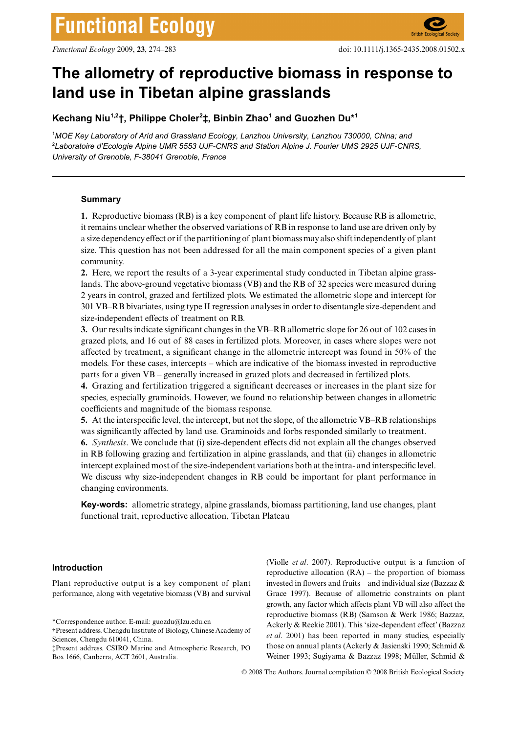# The allometry of reproductive biomass in response to land use in Tibetan alpine grasslands

**Kechang Niu[1,2]†, Philippe Choler[2]‡, Binbin Zhao[1] and Guozhen Du*[1]**

[1]*MOE Key Laboratory of Arid and Grassland Ecology, Lanzhou University, Lanzhou 730000, China; and*
[2]*Laboratoire d'Ecologie Alpine UMR 5553 UJF-CNRS and Station Alpine J. Fourier UMS 2925 UJF-CNRS, University of Grenoble, F-38041 Grenoble, France*

## Summary

**1.** Reproductive biomass (RB) is a key component of plant life history. Because RB is allometric, it remains unclear whether the observed variations of RB in response to land use are driven only by a size dependency effect or if the partitioning of plant biomass may also shift independently of plant size. This question has not been addressed for all the main component species of a given plant community.

**2.** Here, we report the results of a 3-year experimental study conducted in Tibetan alpine grasslands. The above-ground vegetative biomass (VB) and the RB of 32 species were measured during 2 years in control, grazed and fertilized plots. We estimated the allometric slope and intercept for 301 VB–RB bivariates, using type II regression analyses in order to disentangle size-dependent and size-independent effects of treatment on RB.

**3.** Our results indicate significant changes in the VB–RB allometric slope for 26 out of 102 cases in grazed plots, and 16 out of 88 cases in fertilized plots. Moreover, in cases where slopes were not affected by treatment, a significant change in the allometric intercept was found in 50% of the models. For these cases, intercepts – which are indicative of the biomass invested in reproductive parts for a given VB – generally increased in grazed plots and decreased in fertilized plots.

**4.** Grazing and fertilization triggered a significant decreases or increases in the plant size for species, especially graminoids. However, we found no relationship between changes in allometric coefficients and magnitude of the biomass response.

**5.** At the interspecific level, the intercept, but not the slope, of the allometric VB–RB relationships was significantly affected by land use. Graminoids and forbs responded similarly to treatment.

**6.** *Synthesis*. We conclude that (i) size-dependent effects did not explain all the changes observed in RB following grazing and fertilization in alpine grasslands, and that (ii) changes in allometric intercept explained most of the size-independent variations both at the intra- and interspecific level. We discuss why size-independent changes in RB could be important for plant performance in changing environments.

**Key-words:** allometric strategy, alpine grasslands, biomass partitioning, land use changes, plant functional trait, reproductive allocation, Tibetan Plateau

## Introduction

Plant reproductive output is a key component of plant performance, along with vegetative biomass (VB) and survival (Violle *et al*. 2007). Reproductive output is a function of reproductive allocation (RA) – the proportion of biomass invested in flowers and fruits – and individual size (Bazzaz & Grace 1997). Because of allometric constraints on plant growth, any factor which affects plant VB will also affect the reproductive biomass (RB) (Samson & Werk 1986; Bazzaz, Ackerly & Reekie 2001). This 'size-dependent effect' (Bazzaz *et al*. 2001) has been reported in many studies, especially those on annual plants (Ackerly & Jasienski 1990; Schmid & Weiner 1993; Sugiyama & Bazzaz 1998; Müller, Schmid &

*Correspondence author. E-mail: guozdu@lzu.edu.cn
†Present address. Chengdu Institute of Biology, Chinese Academy of Sciences, Chengdu 610041, China.
‡Present address. CSIRO Marine and Atmospheric Research, PO Box 1666, Canberra, ACT 2601, Australia.

© 2008 The Authors. Journal compilation © 2008 British Ecological Society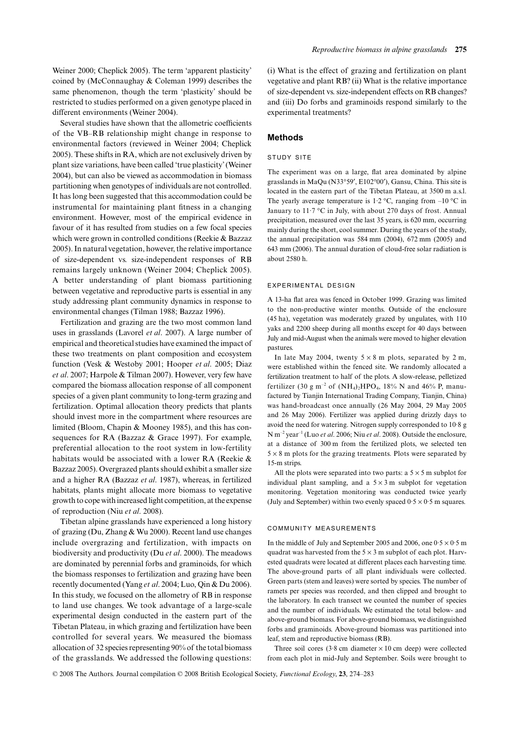Weiner 2000; Cheplick 2005). The term 'apparent plasticity' coined by (McConnaughay & Coleman 1999) describes the same phenomenon, though the term 'plasticity' should be restricted to studies performed on a given genotype placed in different environments (Weiner 2004).

Several studies have shown that the allometric coefficients of the VB–RB relationship might change in response to environmental factors (reviewed in Weiner 2004; Cheplick 2005). These shifts in RA, which are not exclusively driven by plant size variations, have been called 'true plasticity' (Weiner 2004), but can also be viewed as accommodation in biomass partitioning when genotypes of individuals are not controlled. It has long been suggested that this accommodation could be instrumental for maintaining plant fitness in a changing environment. However, most of the empirical evidence in favour of it has resulted from studies on a few focal species which were grown in controlled conditions (Reekie & Bazzaz 2005). In natural vegetation, however, the relative importance of size-dependent vs. size-independent responses of RB remains largely unknown (Weiner 2004; Cheplick 2005). A better understanding of plant biomass partitioning between vegetative and reproductive parts is essential in any study addressing plant community dynamics in response to environmental changes (Tilman 1988; Bazzaz 1996).

Fertilization and grazing are the two most common land uses in grasslands (Lavorel *et al*. 2007). A large number of empirical and theoretical studies have examined the impact of these two treatments on plant composition and ecosystem function (Vesk & Westoby 2001; Hooper *et al*. 2005; Diaz *et al*. 2007; Harpole & Tilman 2007). However, very few have compared the biomass allocation response of all component species of a given plant community to long-term grazing and fertilization. Optimal allocation theory predicts that plants should invest more in the compartment where resources are limited (Bloom, Chapin & Mooney 1985), and this has consequences for RA (Bazzaz & Grace 1997). For example, preferential allocation to the root system in low-fertility habitats would be associated with a lower RA (Reekie & Bazzaz 2005). Overgrazed plants should exhibit a smaller size and a higher RA (Bazzaz *et al*. 1987), whereas, in fertilized habitats, plants might allocate more biomass to vegetative growth to cope with increased light competition, at the expense of reproduction (Niu *et al*. 2008).

Tibetan alpine grasslands have experienced a long history of grazing (Du, Zhang & Wu 2000). Recent land use changes include overgrazing and fertilization, with impacts on biodiversity and productivity (Du *et al*. 2000). The meadows are dominated by perennial forbs and graminoids, for which the biomass responses to fertilization and grazing have been recently documented (Yang *et al*. 2004; Luo, Qin & Du 2006). In this study, we focused on the allometry of RB in response to land use changes. We took advantage of a large-scale experimental design conducted in the eastern part of the Tibetan Plateau, in which grazing and fertilization have been controlled for several years. We measured the biomass allocation of 32 species representing 90% of the total biomass of the grasslands. We addressed the following questions: (i) What is the effect of grazing and fertilization on plant vegetative and plant RB? (ii) What is the relative importance of size-dependent vs. size-independent effects on RB changes? and (iii) Do forbs and graminoids respond similarly to the experimental treatments?

## Methods

### STUDY SITE

The experiment was on a large, flat area dominated by alpine grasslands in MaQu (N33°59′, E102°00′), Gansu, China. This site is located in the eastern part of the Tibetan Plateau, at 3500 m a.s.l. The yearly average temperature is 1·2 °C, ranging from –10 °C in January to 11·7 °C in July, with about 270 days of frost. Annual precipitation, measured over the last 35 years, is 620 mm, occurring mainly during the short, cool summer. During the years of the study, the annual precipitation was 584 mm (2004), 672 mm (2005) and 643 mm (2006). The annual duration of cloud-free solar radiation is about 2580 h.

### EXPERIMENTAL DESIGN

A 13-ha flat area was fenced in October 1999. Grazing was limited to the non-productive winter months. Outside of the enclosure (45 ha), vegetation was moderately grazed by ungulates, with 110 yaks and 2200 sheep during all months except for 40 days between July and mid-August when the animals were moved to higher elevation pastures.

In late May 2004, twenty 5 × 8 m plots, separated by 2 m, were established within the fenced site. We randomly allocated a fertilization treatment to half of the plots. A slow-release, pelletized fertilizer (30 g m$^{-2}$ of $(NH_4)_2HPO_4$, 18% N and 46% P, manufactured by Tianjin International Trading Company, Tianjin, China) was hand-broadcast once annually (26 May 2004, 29 May 2005 and 26 May 2006). Fertilizer was applied during drizzly days to avoid the need for watering. Nitrogen supply corresponded to 10·8 g N m$^{-2}$ year$^{-1}$ (Luo *et al*. 2006; Niu *et al*. 2008). Outside the enclosure, at a distance of 300 m from the fertilized plots, we selected ten 5 × 8 m plots for the grazing treatments. Plots were separated by 15-m strips.

All the plots were separated into two parts: a 5 × 5 m subplot for individual plant sampling, and a 5 × 3 m subplot for vegetation monitoring. Vegetation monitoring was conducted twice yearly (July and September) within two evenly spaced 0·5 × 0·5 m squares.

### COMMUNITY MEASUREMENTS

In the middle of July and September 2005 and 2006, one 0·5 × 0·5 m quadrat was harvested from the 5 × 3 m subplot of each plot. Harvested quadrats were located at different places each harvesting time. The above-ground parts of all plant individuals were collected. Green parts (stem and leaves) were sorted by species. The number of ramets per species was recorded, and then clipped and brought to the laboratory. In each transect we counted the number of species and the number of individuals. We estimated the total below- and above-ground biomass. For above-ground biomass, we distinguished forbs and graminoids. Above-ground biomass was partitioned into leaf, stem and reproductive biomass (RB).

Three soil cores (3·8 cm diameter × 10 cm deep) were collected from each plot in mid-July and September. Soils were brought to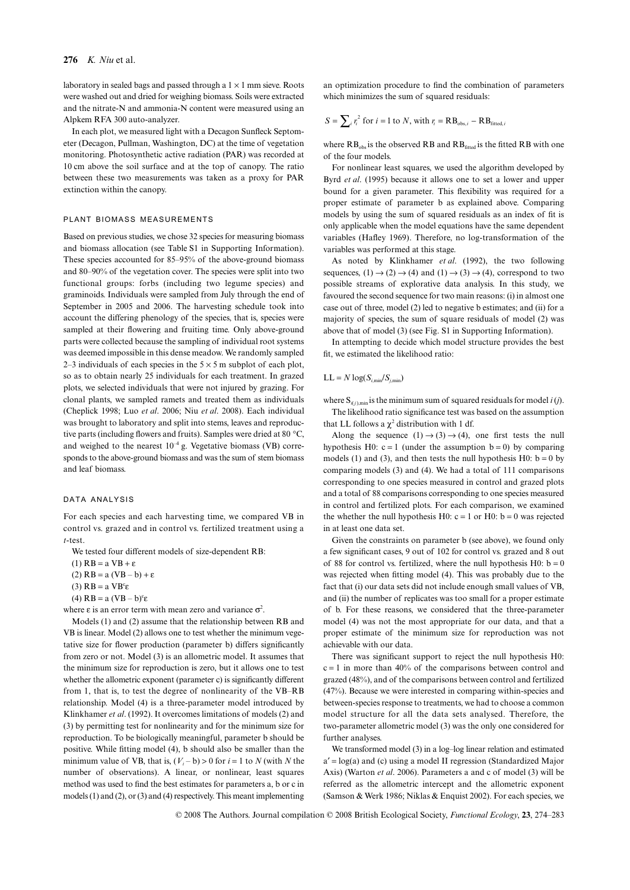laboratory in sealed bags and passed through a 1 × 1 mm sieve. Roots were washed out and dried for weighing biomass. Soils were extracted and the nitrate-N and ammonia-N content were measured using an Alpkem RFA 300 auto-analyzer.

In each plot, we measured light with a Decagon Sunfleck Septometer (Decagon, Pullman, Washington, DC) at the time of vegetation monitoring. Photosynthetic active radiation (PAR) was recorded at 10 cm above the soil surface and at the top of canopy. The ratio between these two measurements was taken as a proxy for PAR extinction within the canopy.

### PLANT BIOMASS MEASUREMENTS

Based on previous studies, we chose 32 species for measuring biomass and biomass allocation (see Table S1 in Supporting Information). These species accounted for 85–95% of the above-ground biomass and 80–90% of the vegetation cover. The species were split into two functional groups: forbs (including two legume species) and graminoids. Individuals were sampled from July through the end of September in 2005 and 2006. The harvesting schedule took into account the differing phenology of the species, that is, species were sampled at their flowering and fruiting time. Only above-ground parts were collected because the sampling of individual root systems was deemed impossible in this dense meadow. We randomly sampled 2–3 individuals of each species in the 5 × 5 m subplot of each plot, so as to obtain nearly 25 individuals for each treatment. In grazed plots, we selected individuals that were not injured by grazing. For clonal plants, we sampled ramets and treated them as individuals (Cheplick 1998; Luo *et al*. 2006; Niu *et al*. 2008). Each individual was brought to laboratory and split into stems, leaves and reproductive parts (including flowers and fruits). Samples were dried at 80 °C, and weighed to the nearest $10^{-4}$ g. Vegetative biomass (VB) corresponds to the above-ground biomass and was the sum of stem biomass and leaf biomass.

### DATA ANALYSIS

For each species and each harvesting time, we compared VB in control vs. grazed and in control vs. fertilized treatment using a *t*-test.

We tested four different models of size-dependent RB:

(1) $\mathrm{RB} = a\ \mathrm{VB} + \varepsilon$

(2) $\mathrm{RB} = a\ (\mathrm{VB} - b) + \varepsilon$

(3) $\mathrm{RB} = a\ \mathrm{VB}^c \varepsilon$

(4) $\mathrm{RB} = a\ (\mathrm{VB} - b)^c \varepsilon$

where $\varepsilon$ is an error term with mean zero and variance $\sigma^2$.

Models (1) and (2) assume that the relationship between RB and VB is linear. Model (2) allows one to test whether the minimum vegetative size for flower production (parameter b) differs significantly from zero or not. Model (3) is an allometric model. It assumes that the minimum size for reproduction is zero, but it allows one to test whether the allometric exponent (parameter c) is significantly different from 1, that is, to test the degree of nonlinearity of the VB–RB relationship. Model (4) is a three-parameter model introduced by Klinkhamer *et al*. (1992). It overcomes limitations of models (2) and (3) by permitting test for nonlinearity and for the minimum size for reproduction. To be biologically meaningful, parameter b should be positive. While fitting model (4), b should also be smaller than the minimum value of VB, that is, $(V_i - b) > 0$ for $i = 1$ to $N$ (with $N$ the number of observations). A linear, or nonlinear, least squares method was used to find the best estimates for parameters a, b or c in models (1) and (2), or (3) and (4) respectively. This meant implementing an optimization procedure to find the combination of parameters which minimizes the sum of squared residuals:

$$S = \sum_i r_i^2 \text{ for } i = 1 \text{ to } N, \text{ with } r_i = \mathrm{RB}_{\mathrm{obs},i} - \mathrm{RB}_{\mathrm{fitted},i}$$

where $\mathrm{RB}_{\mathrm{obs}}$ is the observed RB and $\mathrm{RB}_{\mathrm{fitted}}$ is the fitted RB with one of the four models.

For nonlinear least squares, we used the algorithm developed by Byrd *et al*. (1995) because it allows one to set a lower and upper bound for a given parameter. This flexibility was required for a proper estimate of parameter b as explained above. Comparing models by using the sum of squared residuals as an index of fit is only applicable when the model equations have the same dependent variables (Hafley 1969). Therefore, no log-transformation of the variables was performed at this stage.

As noted by Klinkhamer *et al*. (1992), the two following sequences, (1) → (2) → (4) and (1) → (3) → (4), correspond to two possible streams of explorative data analysis. In this study, we favoured the second sequence for two main reasons: (i) in almost one case out of three, model (2) led to negative b estimates; and (ii) for a majority of species, the sum of square residuals of model (2) was above that of model (3) (see Fig. S1 in Supporting Information).

In attempting to decide which model structure provides the best fit, we estimated the likelihood ratio:

$$\mathrm{LL} = N \log(S_{i,\min}/S_{j,\min})$$

where $S_{i(j),\min}$ is the minimum sum of squared residuals for model $i$ ($j$).

The likelihood ratio significance test was based on the assumption that LL follows a $\chi^2$ distribution with 1 df.

Along the sequence (1) → (3) → (4), one first tests the null hypothesis H0: $c = 1$ (under the assumption $b = 0$) by comparing models (1) and (3), and then tests the null hypothesis H0: $b = 0$ by comparing models (3) and (4). We had a total of 111 comparisons corresponding to one species measured in control and grazed plots and a total of 88 comparisons corresponding to one species measured in control and fertilized plots. For each comparison, we examined the whether the null hypothesis H0: $c = 1$ or H0: $b = 0$ was rejected in at least one data set.

Given the constraints on parameter b (see above), we found only a few significant cases, 9 out of 102 for control vs. grazed and 8 out of 88 for control vs. fertilized, where the null hypothesis H0: $b = 0$ was rejected when fitting model (4). This was probably due to the fact that (i) our data sets did not include enough small values of VB, and (ii) the number of replicates was too small for a proper estimate of b. For these reasons, we considered that the three-parameter model (4) was not the most appropriate for our data, and that a proper estimate of the minimum size for reproduction was not achievable with our data.

There was significant support to reject the null hypothesis H0: $c = 1$ in more than 40% of the comparisons between control and grazed (48%), and of the comparisons between control and fertilized (47%). Because we were interested in comparing within-species and between-species response to treatments, we had to choose a common model structure for all the data sets analysed. Therefore, the two-parameter allometric model (3) was the only one considered for further analyses.

We transformed model (3) in a log–log linear relation and estimated $a' = \log(a)$ and (c) using a model II regression (Standardized Major Axis) (Warton *et al*. 2006). Parameters a and c of model (3) will be referred as the allometric intercept and the allometric exponent (Samson & Werk 1986; Niklas & Enquist 2002). For each species, we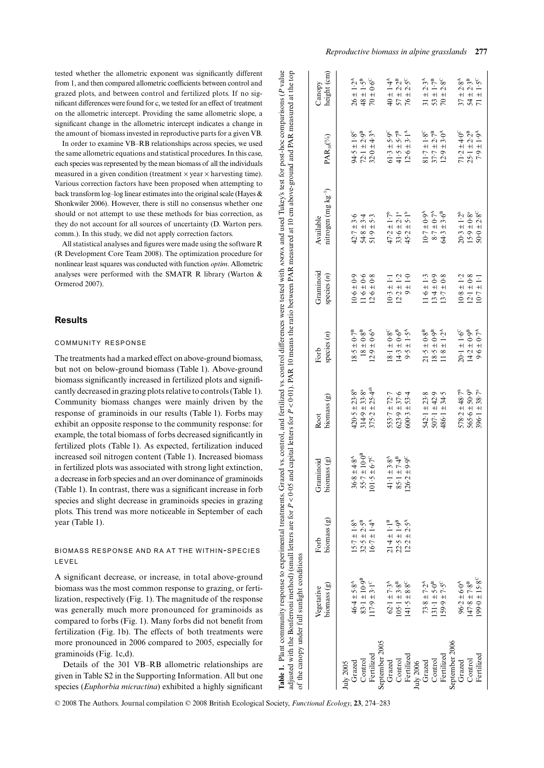tested whether the allometric exponent was significantly different from 1, and then compared allometric coefficients between control and grazed plots, and between control and fertilized plots. If no significant differences were found for c, we tested for an effect of treatment on the allometric intercept. Providing the same allometric slope, a significant change in the allometric intercept indicates a change in the amount of biomass invested in reproductive parts for a given VB.

In order to examine VB–RB relationships across species, we used the same allometric equations and statistical procedures. In this case, each species was represented by the mean biomass of all the individuals measured in a given condition (treatment × year × harvesting time). Various correction factors have been proposed when attempting to back transform log–log linear estimates into the original scale (Hayes & Shonkwiler 2006). However, there is still no consensus whether one should or not attempt to use these methods for bias correction, as they do not account for all sources of uncertainty (D. Warton pers. comm.). In this study, we did not apply correction factors.

All statistical analyses and figures were made using the software R (R Development Core Team 2008). The optimization procedure for nonlinear least squares was conducted with function *optim*. Allometric analyses were performed with the SMATR R library (Warton & Ormerod 2007).

## Results

### COMMUNITY RESPONSE

The treatments had a marked effect on above-ground biomass, but not on below-ground biomass (Table 1). Above-ground biomass significantly increased in fertilized plots and significantly decreased in grazing plots relative to controls (Table 1). Community biomass changes were mainly driven by the response of graminoids in our results (Table 1). Forbs may exhibit an opposite response to the community response: for example, the total biomass of forbs decreased significantly in fertilized plots (Table 1). As expected, fertilization induced increased soil nitrogen content (Table 1). Increased biomass in fertilized plots was associated with strong light extinction, a decrease in forb species and an over dominance of graminoids (Table 1). In contrast, there was a significant increase in forb species and slight decrease in graminoids species in grazing plots. This trend was more noticeable in September of each year (Table 1).

### BIOMASS RESPONSE AND RA AT THE WITHIN-SPECIES LEVEL

A significant decrease, or increase, in total above-ground biomass was the most common response to grazing, or fertilization, respectively (Fig. 1). The magnitude of the response was generally much more pronounced for graminoids as compared to forbs (Fig. 1). Many forbs did not benefit from fertilization (Fig. 1b). The effects of both treatments were more pronounced in 2006 compared to 2005, especially for graminoids (Fig. 1c,d).

Details of the 301 VB–RB allometric relationships are given in Table S2 in the Supporting Information. All but one species (*Euphorbia micractina*) exhibited a highly significant

**Table 1.** Plant community response to experimental treatments. Grazed vs. control, and fertilized vs. control differences were tested with ANOVA and used Tukey's test for post-hoc comparisons (*P* value adjusted with the Bonferroni method) (small letters are for $P < 0.05$ and capital letters for $P < 0.01$). PAR 10 means the ratio between PAR measured at 10 cm above-ground and PAR measured at the top of the canopy under full sunlight conditions

| | Vegetative biomass (g) | Forb biomass (g) | Graminoid biomass (g) | Root biomass (g) | Forb species (*n*) | Graminoid species (*n*) | Available nitrogen (mg kg$^{-1}$) | $PAR_{10}$(%) | Canopy height (cm) |
|---|---|---|---|---|---|---|---|---|---|
| July 2005 | | | | | | | | | |
| Grazed | $46.4 \pm 5.8^{A}$ | $15.7 \pm 1.8^{A}$ | $36.8 \pm 4.8^{A}$ | $420.5 \pm 23.8^{b}$ | $18.5 \pm 0.7^{B}$ | $10.6 \pm 0.9$ | $42.7 \pm 3.6$ | $94.5 \pm 1.8^{C}$ | $26 \pm 1.2^{A}$ |
| Control | $83.1 \pm 10.9^{B}$ | $32.5 \pm 2.5^{B}$ | $55.7 \pm 10.0^{B}$ | $314.9 \pm 33.8^{a}$ | $18 \pm 0.8^{B}$ | $11.6 \pm 0.6$ | $54.8 \pm 3.4$ | $72.1 \pm 2.9^{B}$ | $48 \pm 1.5^{B}$ |
| Fertilized | $117.9 \pm 3.1^{C}$ | $16.7 \pm 1.4^{A}$ | $101.5 \pm 6.7^{C}$ | $375.2 \pm 25.4^{ab}$ | $12.9 \pm 0.6^{A}$ | $12.6 \pm 0.8$ | $51.9 \pm 5.3$ | $32.0 \pm 4.3^{A}$ | $70 \pm 0.6^{C}$ |
| September 2005 | | | | | | | | | |
| Grazed | $62.1 \pm 7.3^{A}$ | $21.4 \pm 1.1^{B}$ | $41.1 \pm 3.8^{A}$ | $553.7 \pm 72.7$ | $18.1 \pm 0.8^{C}$ | $10.3 \pm 1.1$ | $47.2 \pm 1.7^{b}$ | $61.3 \pm 5.9^{C}$ | $40 \pm 1.4^{A}$ |
| Control | $105.1 \pm 3.8^{B}$ | $22.5 \pm 1.9^{B}$ | $85.1 \pm 7.4^{B}$ | $623.9 \pm 37.6$ | $14.3 \pm 0.6^{B}$ | $12.2 \pm 1.2$ | $33.6 \pm 2.1^{a}$ | $41.5 \pm 5.7^{B}$ | $57 \pm 2.2^{B}$ |
| Fertilized | $141.5 \pm 8.8^{C}$ | $12.2 \pm 2.5^{A}$ | $126.2 \pm 9.9^{C}$ | $600.3 \pm 53.4$ | $9.5 \pm 1.5^{A}$ | $9 \pm 1.0$ | $45.2 \pm 5.1^{b}$ | $12.6 \pm 3.1^{A}$ | $76 \pm 2.5^{C}$ |
| July 2006 | | | | | | | | | |
| Grazed | $73.8 \pm 7.2^{A}$ | | | $542.1 \pm 23.8$ | $21.5 \pm 0.8^{B}$ | $11.6 \pm 1.3$ | $10.7 \pm 0.9^{A}$ | $81.7 \pm 1.8^{C}$ | $31 \pm 2.3^{A}$ |
| Control | $131.1 \pm 5.0^{B}$ | | | $507.1 \pm 42.9$ | $18.5 \pm 0.9^{B}$ | $13.4 \pm 0.9$ | $8.7 \pm 0.7^{A}$ | $37.7 \pm 2.7^{B}$ | $53 \pm 1.7^{B}$ |
| Fertilized | $159.9 \pm 7.5^{C}$ | | | $486.1 \pm 34.5$ | $11.8 \pm 1.2^{A}$ | $13.7 \pm 0.8$ | $64.3 \pm 3.6^{B}$ | $12.9 \pm 3.0^{A}$ | $70 \pm 2.8^{C}$ |
| September 2006 | | | | | | | | | |
| Grazed | $96.2 \pm 6.0^{A}$ | | | $578.2 \pm 48.7^{b}$ | $20.1 \pm 1.6^{C}$ | $10.8 \pm 1.2$ | $20.3 \pm 1.2^{b}$ | $71.2 \pm 4.0^{C}$ | $37 \pm 2.8^{A}$ |
| Control | $147.8 \pm 7.8^{B}$ | | | $565.6 \pm 50.9^{b}$ | $14.2 \pm 0.9^{B}$ | $12.1 \pm 0.8$ | $15.9 \pm 0.8^{a}$ | $25.1 \pm 2.2^{B}$ | $54 \pm 2.3^{B}$ |
| Fertilized | $199.0 \pm 15.8^{C}$ | | | $396.1 \pm 38.7^{a}$ | $9.6 \pm 0.7^{A}$ | $10.7 \pm 1.1$ | $50.0 \pm 2.8^{C}$ | $7.9 \pm 1.9^{A}$ | $71 \pm 1.5^{C}$ |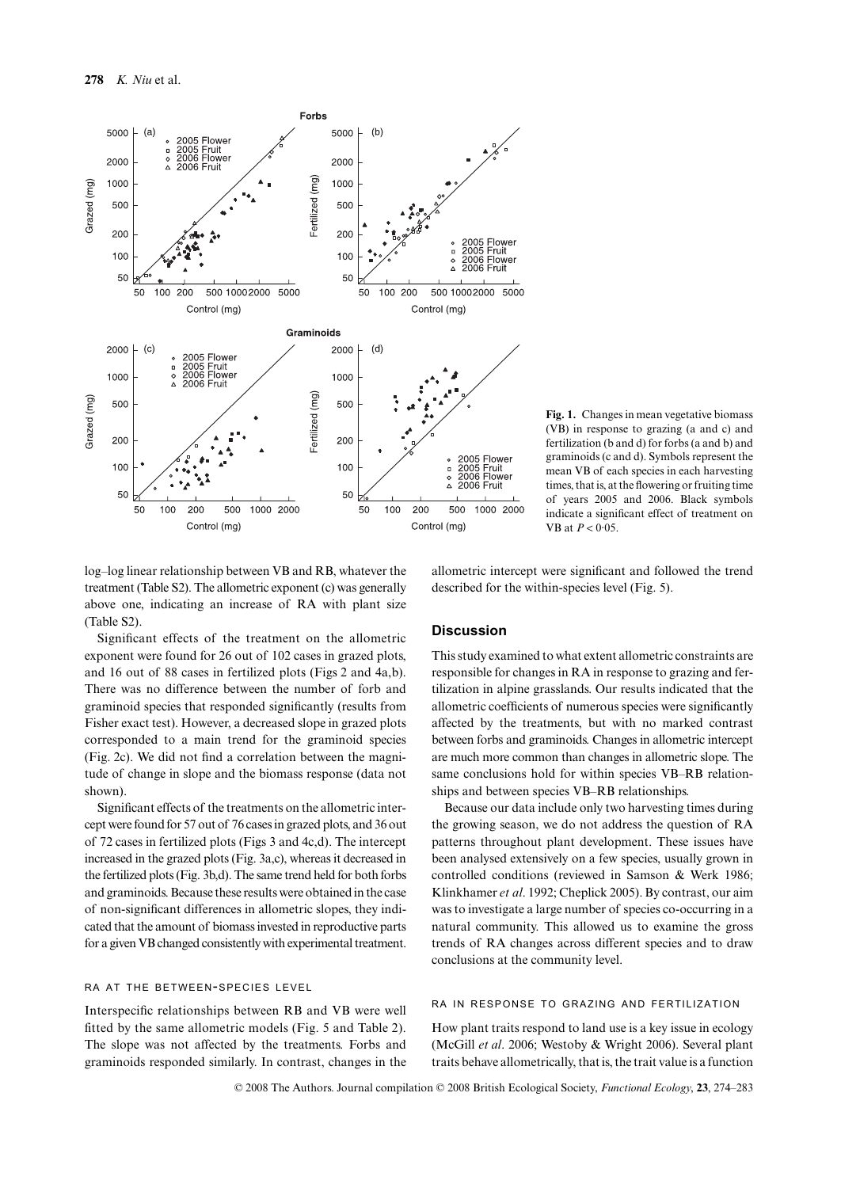Fig. 1. Changes in mean vegetative biomass (VB) in response to grazing (a and c) and fertilization (b and d) for forbs (a and b) and graminoids (c and d). Symbols represent the mean VB of each species in each harvesting times, that is, at the flowering or fruiting time of years 2005 and 2006. Black symbols indicate a significant effect of treatment on VB at $P < 0.05$.

log–log linear relationship between VB and RB, whatever the treatment (Table S2). The allometric exponent (c) was generally above one, indicating an increase of RA with plant size (Table S2).

Significant effects of the treatment on the allometric exponent were found for 26 out of 102 cases in grazed plots, and 16 out of 88 cases in fertilized plots (Figs 2 and 4a,b). There was no difference between the number of forb and graminoid species that responded significantly (results from Fisher exact test). However, a decreased slope in grazed plots corresponded to a main trend for the graminoid species (Fig. 2c). We did not find a correlation between the magnitude of change in slope and the biomass response (data not shown).

Significant effects of the treatments on the allometric intercept were found for 57 out of 76 cases in grazed plots, and 36 out of 72 cases in fertilized plots (Figs 3 and 4c,d). The intercept increased in the grazed plots (Fig. 3a,c), whereas it decreased in the fertilized plots (Fig. 3b,d). The same trend held for both forbs and graminoids. Because these results were obtained in the case of non-significant differences in allometric slopes, they indicated that the amount of biomass invested in reproductive parts for a given VB changed consistently with experimental treatment.

### RA AT THE BETWEEN-SPECIES LEVEL

Interspecific relationships between RB and VB were well fitted by the same allometric models (Fig. 5 and Table 2). The slope was not affected by the treatments. Forbs and graminoids responded similarly. In contrast, changes in the allometric intercept were significant and followed the trend described for the within-species level (Fig. 5).

## Discussion

This study examined to what extent allometric constraints are responsible for changes in RA in response to grazing and fertilization in alpine grasslands. Our results indicated that the allometric coefficients of numerous species were significantly affected by the treatments, but with no marked contrast between forbs and graminoids. Changes in allometric intercept are much more common than changes in allometric slope. The same conclusions hold for within species VB–RB relationships and between species VB–RB relationships.

Because our data include only two harvesting times during the growing season, we do not address the question of RA patterns throughout plant development. These issues have been analysed extensively on a few species, usually grown in controlled conditions (reviewed in Samson & Werk 1986; Klinkhamer *et al*. 1992; Cheplick 2005). By contrast, our aim was to investigate a large number of species co-occurring in a natural community. This allowed us to examine the gross trends of RA changes across different species and to draw conclusions at the community level.

### RA IN RESPONSE TO GRAZING AND FERTILIZATION

How plant traits respond to land use is a key issue in ecology (McGill *et al*. 2006; Westoby & Wright 2006). Several plant traits behave allometrically, that is, the trait value is a function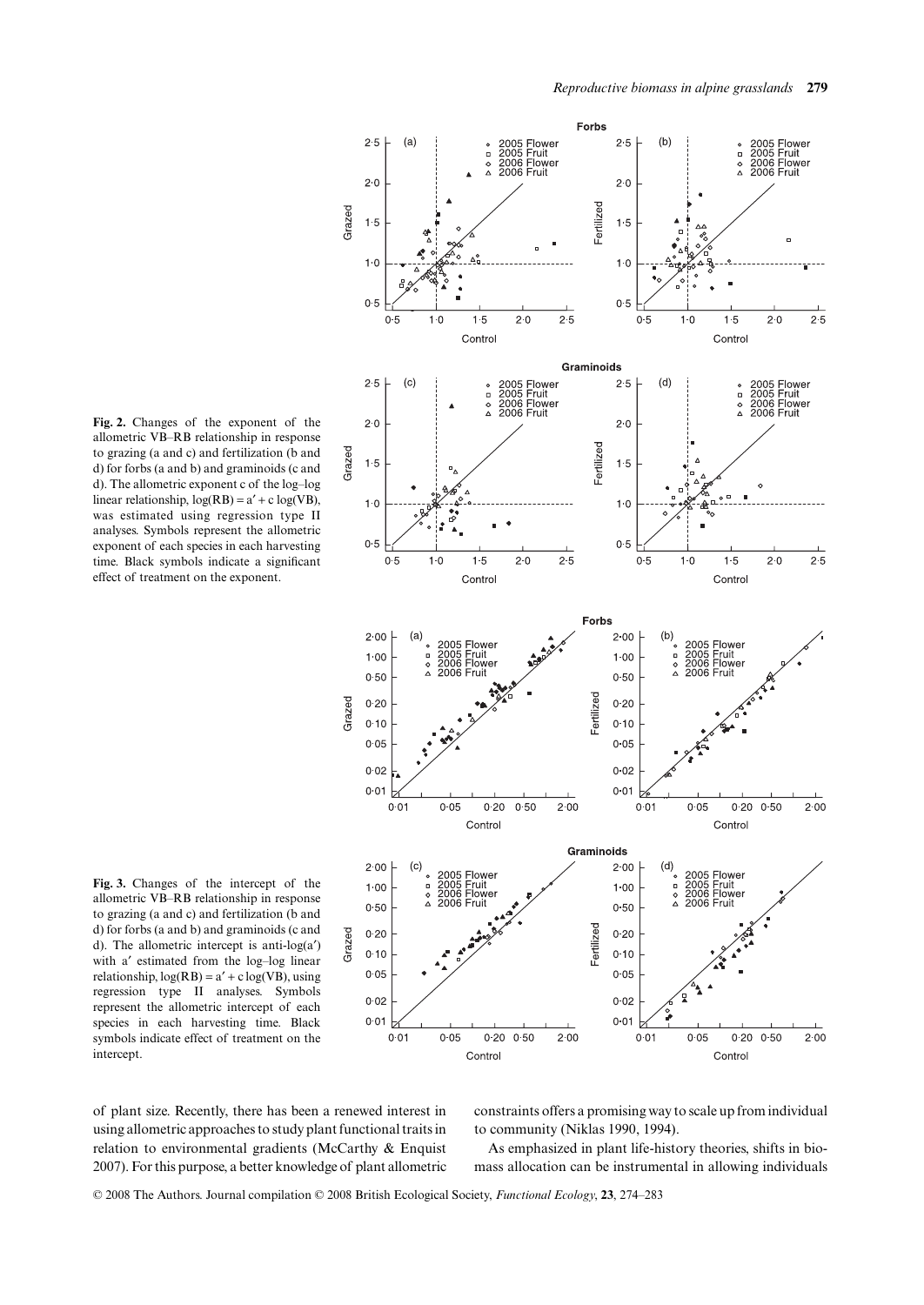**Fig. 2.** Changes of the exponent of the allometric VB–RB relationship in response to grazing (a and c) and fertilization (b and d) for forbs (a and b) and graminoids (c and d). The allometric exponent c of the log–log linear relationship, $\log(\text{RB}) = a' + c \log(\text{VB})$, was estimated using regression type II analyses. Symbols represent the allometric exponent of each species in each harvesting time. Black symbols indicate a significant effect of treatment on the exponent.

**Fig. 3.** Changes of the intercept of the allometric VB–RB relationship in response to grazing (a and c) and fertilization (b and d) for forbs (a and b) and graminoids (c and d). The allometric intercept is anti-log($a'$) with $a'$ estimated from the log–log linear relationship, $\log(\text{RB}) = a' + c \log(\text{VB})$, using regression type II analyses. Symbols represent the allometric intercept of each species in each harvesting time. Black symbols indicate effect of treatment on the intercept.

of plant size. Recently, there has been a renewed interest in using allometric approaches to study plant functional traits in relation to environmental gradients (McCarthy & Enquist 2007). For this purpose, a better knowledge of plant allometric constraints offers a promising way to scale up from individual to community (Niklas 1990, 1994).

As emphasized in plant life-history theories, shifts in biomass allocation can be instrumental in allowing individuals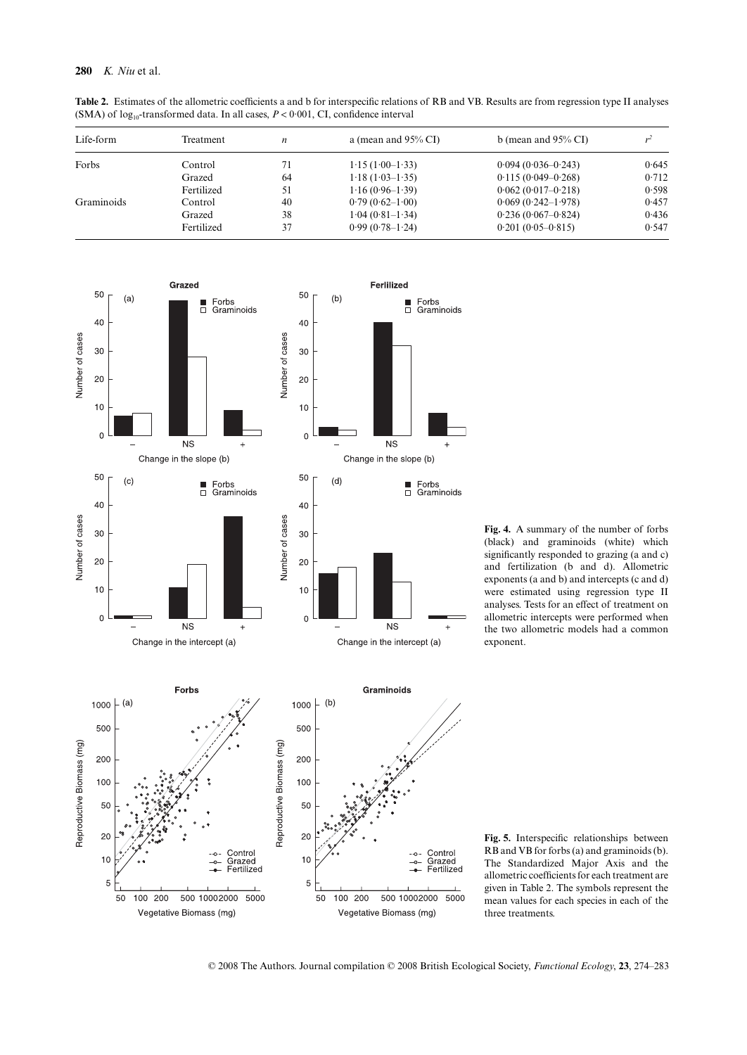**Table 2.** Estimates of the allometric coefficients a and b for interspecific relations of RB and VB. Results are from regression type II analyses (SMA) of $\log_{10}$-transformed data. In all cases, $P < 0.001$, CI, confidence interval

| Life-form | Treatment | $n$ | a (mean and 95% CI) | b (mean and 95% CI) | $r^2$ |
|---|---|---|---|---|---|
| Forbs | Control | 71 | 1·15 (1·00–1·33) | 0·094 (0·036–0·243) | 0·645 |
| | Grazed | 64 | 1·18 (1·03–1·35) | 0·115 (0·049–0·268) | 0·712 |
| | Fertilized | 51 | 1·16 (0·96–1·39) | 0·062 (0·017–0·218) | 0·598 |
| Graminoids | Control | 40 | 0·79 (0·62–1·00) | 0·069 (0·242–1·978) | 0·457 |
| | Grazed | 38 | 1·04 (0·81–1·34) | 0·236 (0·067–0·824) | 0·436 |
| | Fertilized | 37 | 0·99 (0·78–1·24) | 0·201 (0·05–0·815) | 0·547 |

**Fig. 4.** A summary of the number of forbs (black) and graminoids (white) which significantly responded to grazing (a and c) and fertilization (b and d). Allometric exponents (a and b) and intercepts (c and d) were estimated using regression type II analyses. Tests for an effect of treatment on allometric intercepts were performed when the two allometric models had a common exponent.

**Fig. 5.** Interspecific relationships between RB and VB for forbs (a) and graminoids (b). The Standardized Major Axis and the allometric coefficients for each treatment are given in Table 2. The symbols represent the mean values for each species in each of the three treatments.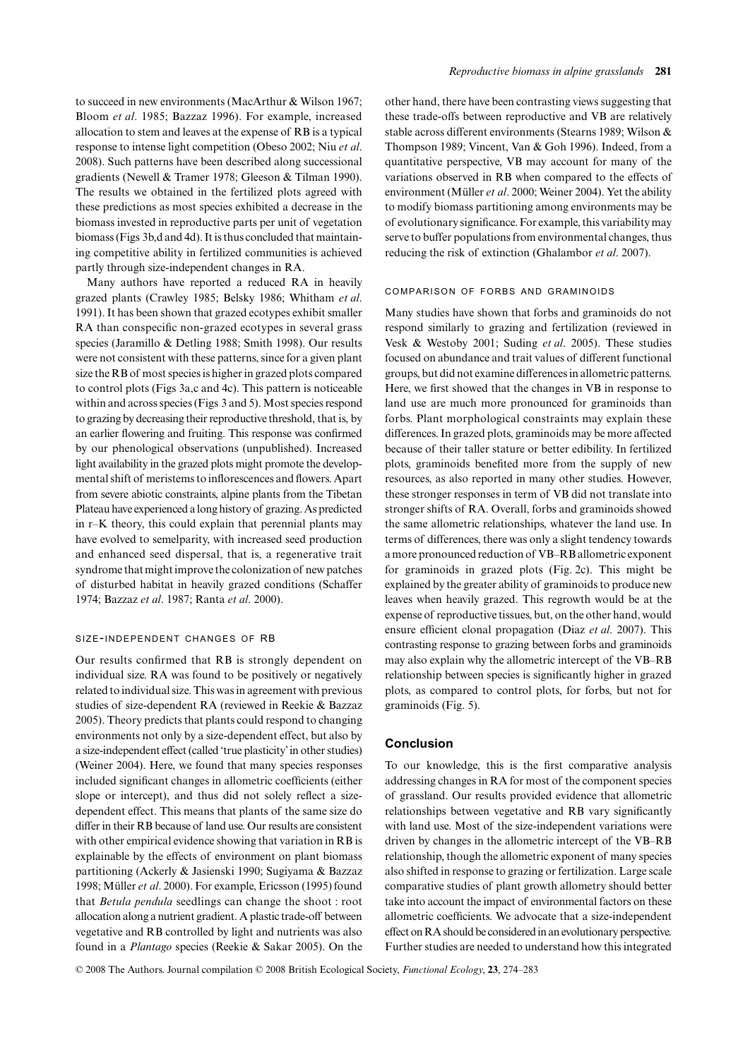to succeed in new environments (MacArthur & Wilson 1967; Bloom *et al*. 1985; Bazzaz 1996). For example, increased allocation to stem and leaves at the expense of RB is a typical response to intense light competition (Obeso 2002; Niu *et al*. 2008). Such patterns have been described along successional gradients (Newell & Tramer 1978; Gleeson & Tilman 1990). The results we obtained in the fertilized plots agreed with these predictions as most species exhibited a decrease in the biomass invested in reproductive parts per unit of vegetation biomass (Figs 3b,d and 4d). It is thus concluded that maintaining competitive ability in fertilized communities is achieved partly through size-independent changes in RA.

Many authors have reported a reduced RA in heavily grazed plants (Crawley 1985; Belsky 1986; Whitham *et al*. 1991). It has been shown that grazed ecotypes exhibit smaller RA than conspecific non-grazed ecotypes in several grass species (Jaramillo & Detling 1988; Smith 1998). Our results were not consistent with these patterns, since for a given plant size the RB of most species is higher in grazed plots compared to control plots (Figs 3a,c and 4c). This pattern is noticeable within and across species (Figs 3 and 5). Most species respond to grazing by decreasing their reproductive threshold, that is, by an earlier flowering and fruiting. This response was confirmed by our phenological observations (unpublished). Increased light availability in the grazed plots might promote the developmental shift of meristems to inflorescences and flowers. Apart from severe abiotic constraints, alpine plants from the Tibetan Plateau have experienced a long history of grazing. As predicted in r–K theory, this could explain that perennial plants may have evolved to semelparity, with increased seed production and enhanced seed dispersal, that is, a regenerative trait syndrome that might improve the colonization of new patches of disturbed habitat in heavily grazed conditions (Schaffer 1974; Bazzaz *et al*. 1987; Ranta *et al*. 2000).

### SIZE-INDEPENDENT CHANGES OF RB

Our results confirmed that RB is strongly dependent on individual size. RA was found to be positively or negatively related to individual size. This was in agreement with previous studies of size-dependent RA (reviewed in Reekie & Bazzaz 2005). Theory predicts that plants could respond to changing environments not only by a size-dependent effect, but also by a size-independent effect (called 'true plasticity' in other studies) (Weiner 2004). Here, we found that many species responses included significant changes in allometric coefficients (either slope or intercept), and thus did not solely reflect a size-dependent effect. This means that plants of the same size do differ in their RB because of land use. Our results are consistent with other empirical evidence showing that variation in RB is explainable by the effects of environment on plant biomass partitioning (Ackerly & Jasienski 1990; Sugiyama & Bazzaz 1998; Müller *et al*. 2000). For example, Ericsson (1995) found that *Betula pendula* seedlings can change the shoot : root allocation along a nutrient gradient. A plastic trade-off between vegetative and RB controlled by light and nutrients was also found in a *Plantago* species (Reekie & Sakar 2005). On the other hand, there have been contrasting views suggesting that these trade-offs between reproductive and VB are relatively stable across different environments (Stearns 1989; Wilson & Thompson 1989; Vincent, Van & Goh 1996). Indeed, from a quantitative perspective, VB may account for many of the variations observed in RB when compared to the effects of environment (Müller *et al*. 2000; Weiner 2004). Yet the ability to modify biomass partitioning among environments may be of evolutionary significance. For example, this variability may serve to buffer populations from environmental changes, thus reducing the risk of extinction (Ghalambor *et al*. 2007).

### COMPARISON OF FORBS AND GRAMINOIDS

Many studies have shown that forbs and graminoids do not respond similarly to grazing and fertilization (reviewed in Vesk & Westoby 2001; Suding *et al*. 2005). These studies focused on abundance and trait values of different functional groups, but did not examine differences in allometric patterns. Here, we first showed that the changes in VB in response to land use are much more pronounced for graminoids than forbs. Plant morphological constraints may explain these differences. In grazed plots, graminoids may be more affected because of their taller stature or better edibility. In fertilized plots, graminoids benefited more from the supply of new resources, as also reported in many other studies. However, these stronger responses in term of VB did not translate into stronger shifts of RA. Overall, forbs and graminoids showed the same allometric relationships, whatever the land use. In terms of differences, there was only a slight tendency towards a more pronounced reduction of VB–RB allometric exponent for graminoids in grazed plots (Fig. 2c). This might be explained by the greater ability of graminoids to produce new leaves when heavily grazed. This regrowth would be at the expense of reproductive tissues, but, on the other hand, would ensure efficient clonal propagation (Diaz *et al*. 2007). This contrasting response to grazing between forbs and graminoids may also explain why the allometric intercept of the VB–RB relationship between species is significantly higher in grazed plots, as compared to control plots, for forbs, but not for graminoids (Fig. 5).

## Conclusion

To our knowledge, this is the first comparative analysis addressing changes in RA for most of the component species of grassland. Our results provided evidence that allometric relationships between vegetative and RB vary significantly with land use. Most of the size-independent variations were driven by changes in the allometric intercept of the VB–RB relationship, though the allometric exponent of many species also shifted in response to grazing or fertilization. Large scale comparative studies of plant growth allometry should better take into account the impact of environmental factors on these allometric coefficients. We advocate that a size-independent effect on RA should be considered in an evolutionary perspective. Further studies are needed to understand how this integrated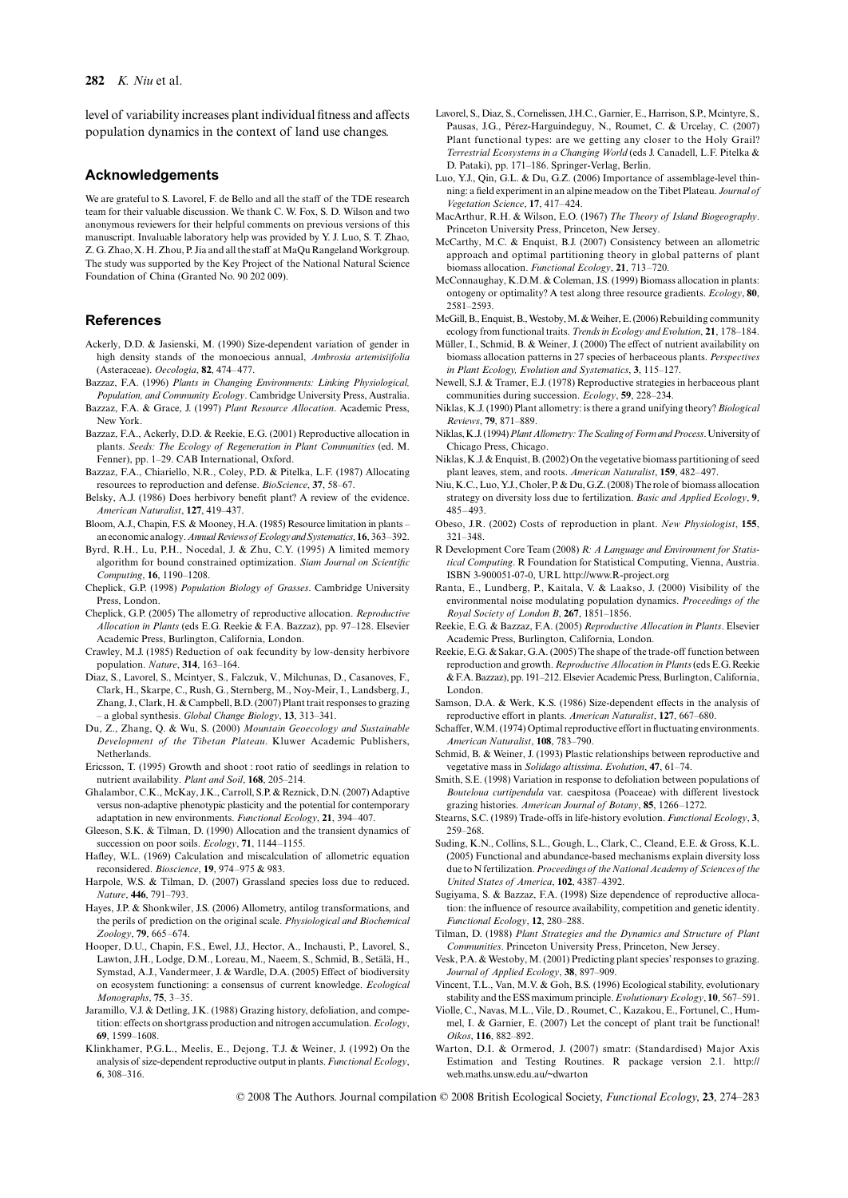level of variability increases plant individual fitness and affects population dynamics in the context of land use changes.

## Acknowledgements

We are grateful to S. Lavorel, F. de Bello and all the staff of the TDE research team for their valuable discussion. We thank C. W. Fox, S. D. Wilson and two anonymous reviewers for their helpful comments on previous versions of this manuscript. Invaluable laboratory help was provided by Y. J. Luo, S. T. Zhao, Z. G. Zhao, X. H. Zhou, P. Jia and all the staff at MaQu Rangeland Workgroup. The study was supported by the Key Project of the National Natural Science Foundation of China (Granted No. 90 202 009).

## References

Ackerly, D.D. & Jasienski, M. (1990) Size-dependent variation of gender in high density stands of the monoecious annual, *Ambrosia artemisiifolia* (Asteraceae). *Oecologia*, **82**, 474–477.

Bazzaz, F.A. (1996) *Plants in Changing Environments: Linking Physiological, Population, and Community Ecology*. Cambridge University Press, Australia.

Bazzaz, F.A. & Grace, J. (1997) *Plant Resource Allocation*. Academic Press, New York.

Bazzaz, F.A., Ackerly, D.D. & Reekie, E.G. (2001) Reproductive allocation in plants. *Seeds: The Ecology of Regeneration in Plant Communities* (ed. M. Fenner), pp. 1–29. CAB International, Oxford.

Bazzaz, F.A., Chiariello, N.R., Coley, P.D. & Pitelka, L.F. (1987) Allocating resources to reproduction and defense. *BioScience*, **37**, 58–67.

Belsky, A.J. (1986) Does herbivory benefit plant? A review of the evidence. *American Naturalist*, **127**, 419–437.

Bloom, A.J., Chapin, F.S. & Mooney, H.A. (1985) Resource limitation in plants – an economic analogy. *Annual Reviews of Ecology and Systematics*, **16**, 363–392.

Byrd, R.H., Lu, P.H., Nocedal, J. & Zhu, C.Y. (1995) A limited memory algorithm for bound constrained optimization. *Siam Journal on Scientific Computing*, **16**, 1190–1208.

Cheplick, G.P. (1998) *Population Biology of Grasses*. Cambridge University Press, London.

Cheplick, G.P. (2005) The allometry of reproductive allocation. *Reproductive Allocation in Plants* (eds E.G. Reekie & F.A. Bazzaz), pp. 97–128. Elsevier Academic Press, Burlington, California, London.

Crawley, M.J. (1985) Reduction of oak fecundity by low-density herbivore population. *Nature*, **314**, 163–164.

Diaz, S., Lavorel, S., Mcintyer, S., Falczuk, V., Milchunas, D., Casanoves, F., Clark, H., Skarpe, C., Rush, G., Sternberg, M., Noy-Meir, I., Landsberg, J., Zhang, J., Clark, H. & Campbell, B.D. (2007) Plant trait responses to grazing – a global synthesis. *Global Change Biology*, **13**, 313–341.

Du, Z., Zhang, Q. & Wu, S. (2000) *Mountain Geoecology and Sustainable Development of the Tibetan Plateau*. Kluwer Academic Publishers, Netherlands.

Ericsson, T. (1995) Growth and shoot : root ratio of seedlings in relation to nutrient availability. *Plant and Soil*, **168**, 205–214.

Ghalambor, C.K., McKay, J.K., Carroll, S.P. & Reznick, D.N. (2007) Adaptive versus non-adaptive phenotypic plasticity and the potential for contemporary adaptation in new environments. *Functional Ecology*, **21**, 394–407.

Gleeson, S.K. & Tilman, D. (1990) Allocation and the transient dynamics of succession on poor soils. *Ecology*, **71**, 1144–1155.

Hafley, W.L. (1969) Calculation and miscalculation of allometric equation reconsidered. *Bioscience*, **19**, 974–975 & 983.

Harpole, W.S. & Tilman, D. (2007) Grassland species loss due to reduced. *Nature*, **446**, 791–793.

Hayes, J.P. & Shonkwiler, J.S. (2006) Allometry, antilog transformations, and the perils of prediction on the original scale. *Physiological and Biochemical Zoology*, **79**, 665–674.

Hooper, D.U., Chapin, F.S., Ewel, J.J., Hector, A., Inchausti, P., Lavorel, S., Lawton, J.H., Lodge, D.M., Loreau, M., Naeem, S., Schmid, B., Setälä, H., Symstad, A.J., Vandermeer, J. & Wardle, D.A. (2005) Effect of biodiversity on ecosystem functioning: a consensus of current knowledge. *Ecological Monographs*, **75**, 3–35.

Jaramillo, V.J. & Detling, J.K. (1988) Grazing history, defoliation, and competition: effects on shortgrass production and nitrogen accumulation. *Ecology*, **69**, 1599–1608.

Klinkhamer, P.G.L., Meelis, E., Dejong, T.J. & Weiner, J. (1992) On the analysis of size-dependent reproductive output in plants. *Functional Ecology*, **6**, 308–316.

Lavorel, S., Diaz, S., Cornelissen, J.H.C., Garnier, E., Harrison, S.P., Mcintyre, S., Pausas, J.G., Pérez-Harguindeguy, N., Roumet, C. & Urcelay, C. (2007) Plant functional types: are we getting any closer to the Holy Grail? *Terrestrial Ecosystems in a Changing World* (eds J. Canadell, L.F. Pitelka & D. Pataki), pp. 171–186. Springer-Verlag, Berlin.

Luo, Y.J., Qin, G.L. & Du, G.Z. (2006) Importance of assemblage-level thinning: a field experiment in an alpine meadow on the Tibet Plateau. *Journal of Vegetation Science*, **17**, 417–424.

MacArthur, R.H. & Wilson, E.O. (1967) *The Theory of Island Biogeography*. Princeton University Press, Princeton, New Jersey.

McCarthy, M.C. & Enquist, B.J. (2007) Consistency between an allometric approach and optimal partitioning theory in global patterns of plant biomass allocation. *Functional Ecology*, **21**, 713–720.

McConnaughay, K.D.M. & Coleman, J.S. (1999) Biomass allocation in plants: ontogeny or optimality? A test along three resource gradients. *Ecology*, **80**, 2581–2593.

McGill, B., Enquist, B., Westoby, M. & Weiher, E. (2006) Rebuilding community ecology from functional traits. *Trends in Ecology and Evolution*, **21**, 178–184.

Müller, I., Schmid, B. & Weiner, J. (2000) The effect of nutrient availability on biomass allocation patterns in 27 species of herbaceous plants. *Perspectives in Plant Ecology, Evolution and Systematics*, **3**, 115–127.

Newell, S.J. & Tramer, E.J. (1978) Reproductive strategies in herbaceous plant communities during succession. *Ecology*, **59**, 228–234.

Niklas, K.J. (1990) Plant allometry: is there a grand unifying theory? *Biological Reviews*, **79**, 871–889.

Niklas, K.J. (1994) *Plant Allometry: The Scaling of Form and Process*. University of Chicago Press, Chicago.

Niklas, K.J. & Enquist, B. (2002) On the vegetative biomass partitioning of seed plant leaves, stem, and roots. *American Naturalist*, **159**, 482–497.

Niu, K.C., Luo, Y.J., Choler, P. & Du, G.Z. (2008) The role of biomass allocation strategy on diversity loss due to fertilization. *Basic and Applied Ecology*, **9**, 485–493.

Obeso, J.R. (2002) Costs of reproduction in plant. *New Physiologist*, **155**, 321–348.

R Development Core Team (2008) *R: A Language and Environment for Statistical Computing*. R Foundation for Statistical Computing, Vienna, Austria. ISBN 3-900051-07-0, URL http://www.R-project.org

Ranta, E., Lundberg, P., Kaitala, V. & Laakso, J. (2000) Visibility of the environmental noise modulating population dynamics. *Proceedings of the Royal Society of London B*, **267**, 1851–1856.

Reekie, E.G. & Bazzaz, F.A. (2005) *Reproductive Allocation in Plants*. Elsevier Academic Press, Burlington, California, London.

Reekie, E.G. & Sakar, G.A. (2005) The shape of the trade-off function between reproduction and growth. *Reproductive Allocation in Plants* (eds E.G. Reekie & F.A. Bazzaz), pp. 191–212. Elsevier Academic Press, Burlington, California, London.

Samson, D.A. & Werk, K.S. (1986) Size-dependent effects in the analysis of reproductive effort in plants. *American Naturalist*, **127**, 667–680.

Schaffer, W.M. (1974) Optimal reproductive effort in fluctuating environments. *American Naturalist*, **108**, 783–790.

Schmid, B. & Weiner, J. (1993) Plastic relationships between reproductive and vegetative mass in *Solidago altissima*. *Evolution*, **47**, 61–74.

Smith, S.E. (1998) Variation in response to defoliation between populations of *Bouteloua curtipendula* var. caespitosa (Poaceae) with different livestock grazing histories. *American Journal of Botany*, **85**, 1266–1272.

Stearns, S.C. (1989) Trade-offs in life-history evolution. *Functional Ecology*, **3**, 259–268.

Suding, K.N., Collins, S.L., Gough, L., Clark, C., Cleand, E.E. & Gross, K.L. (2005) Functional and abundance-based mechanisms explain diversity loss due to N fertilization. *Proceedings of the National Academy of Sciences of the United States of America*, **102**, 4387–4392.

Sugiyama, S. & Bazzaz, F.A. (1998) Size dependence of reproductive allocation: the influence of resource availability, competition and genetic identity. *Functional Ecology*, **12**, 280–288.

Tilman, D. (1988) *Plant Strategies and the Dynamics and Structure of Plant Communities*. Princeton University Press, Princeton, New Jersey.

Vesk, P.A. & Westoby, M. (2001) Predicting plant species' responses to grazing. *Journal of Applied Ecology*, **38**, 897–909.

Vincent, T.L., Van, M.V. & Goh, B.S. (1996) Ecological stability, evolutionary stability and the ESS maximum principle. *Evolutionary Ecology*, **10**, 567–591.

Violle, C., Navas, M.L., Vile, D., Roumet, C., Kazakou, E., Fortunel, C., Hummel, I. & Garnier, E. (2007) Let the concept of plant trait be functional! *Oikos*, **116**, 882–892.

Warton, D.I. & Ormerod, J. (2007) smatr: (Standardised) Major Axis Estimation and Testing Routines. R package version 2.1. http://web.maths.unsw.edu.au/~dwarton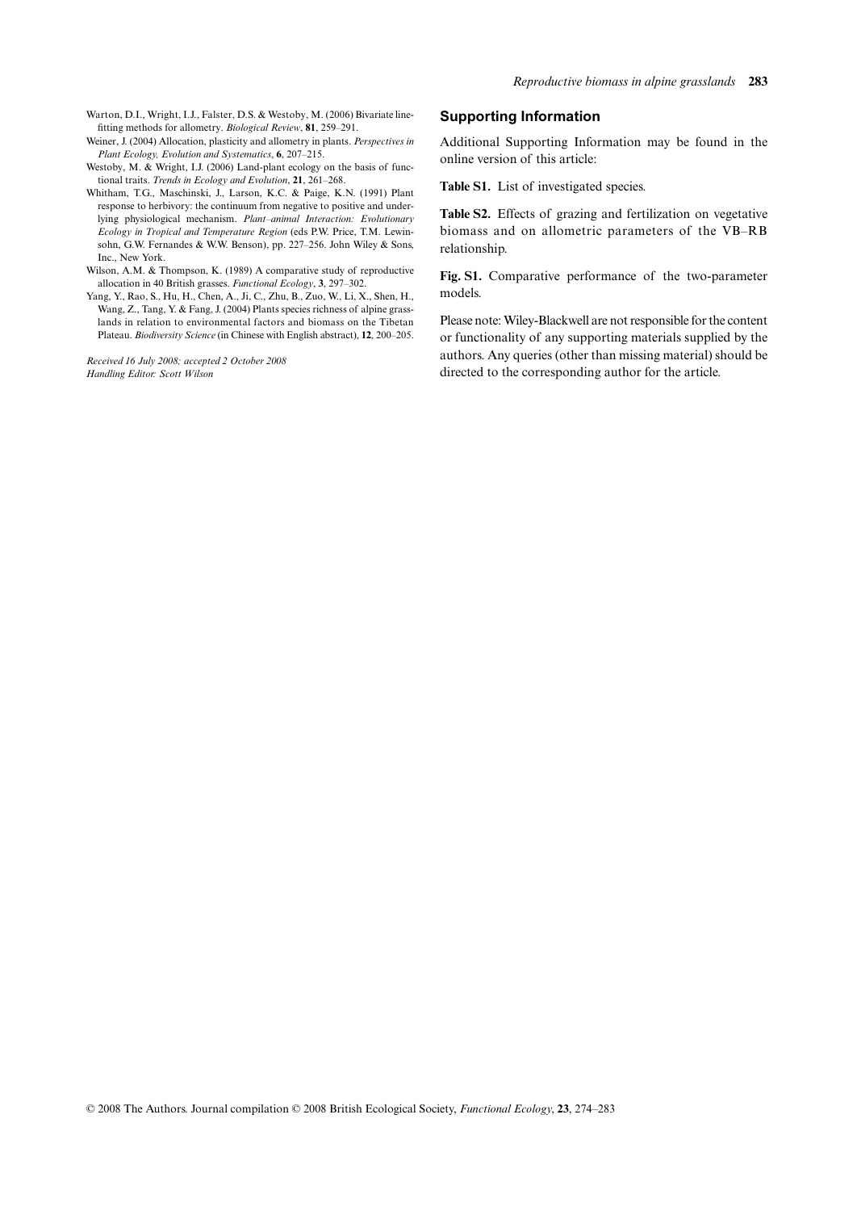Warton, D.I., Wright, I.J., Falster, D.S. & Westoby, M. (2006) Bivariate line-fitting methods for allometry. *Biological Review*, **81**, 259–291.

Weiner, J. (2004) Allocation, plasticity and allometry in plants. *Perspectives in Plant Ecology, Evolution and Systematics*, **6**, 207–215.

Westoby, M. & Wright, I.J. (2006) Land-plant ecology on the basis of functional traits. *Trends in Ecology and Evolution*, **21**, 261–268.

Whitham, T.G., Maschinski, J., Larson, K.C. & Paige, K.N. (1991) Plant response to herbivory: the continuum from negative to positive and underlying physiological mechanism. *Plant–animal Interaction: Evolutionary Ecology in Tropical and Temperature Region* (eds P.W. Price, T.M. Lewinsohn, G.W. Fernandes & W.W. Benson), pp. 227–256. John Wiley & Sons, Inc., New York.

Wilson, A.M. & Thompson, K. (1989) A comparative study of reproductive allocation in 40 British grasses. *Functional Ecology*, **3**, 297–302.

Yang, Y., Rao, S., Hu, H., Chen, A., Ji, C., Zhu, B., Zuo, W., Li, X., Shen, H., Wang, Z., Tang, Y. & Fang, J. (2004) Plants species richness of alpine grasslands in relation to environmental factors and biomass on the Tibetan Plateau. *Biodiversity Science* (in Chinese with English abstract), **12**, 200–205.

*Received 16 July 2008; accepted 2 October 2008*
*Handling Editor: Scott Wilson*

## Supporting Information

Additional Supporting Information may be found in the online version of this article:

**Table S1.** List of investigated species.

**Table S2.** Effects of grazing and fertilization on vegetative biomass and on allometric parameters of the VB–RB relationship.

**Fig. S1.** Comparative performance of the two-parameter models.

Please note: Wiley-Blackwell are not responsible for the content or functionality of any supporting materials supplied by the authors. Any queries (other than missing material) should be directed to the corresponding author for the article.